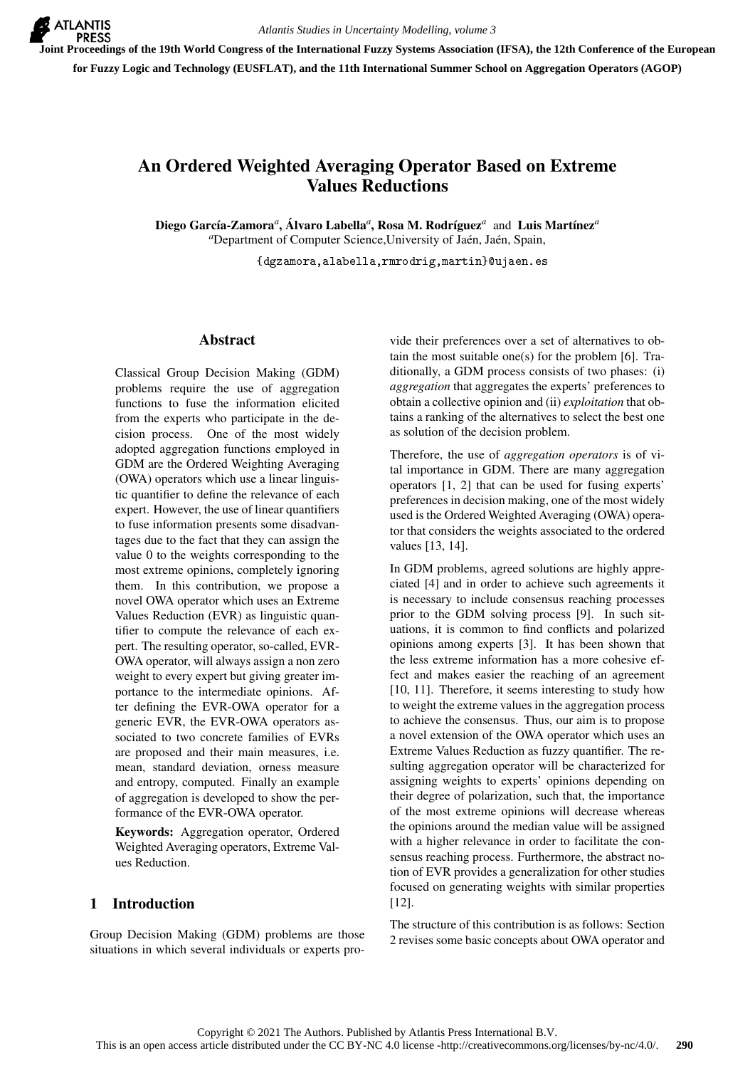# An Ordered Weighted Averaging Operator Based on Extreme Values Reductions

**Diego García-Zamora**[a], **Álvaro Labella**[a], **Rosa M. Rodríguez**[a] and **Luis Martínez**[a]

[a]Department of Computer Science,University of Jaén, Jaén, Spain,

{dgzamora,alabella,rmrodrig,martin}@ujaen.es

## Abstract

Classical Group Decision Making (GDM) problems require the use of aggregation functions to fuse the information elicited from the experts who participate in the decision process. One of the most widely adopted aggregation functions employed in GDM are the Ordered Weighting Averaging (OWA) operators which use a linear linguistic quantifier to define the relevance of each expert. However, the use of linear quantifiers to fuse information presents some disadvantages due to the fact that they can assign the value 0 to the weights corresponding to the most extreme opinions, completely ignoring them. In this contribution, we propose a novel OWA operator which uses an Extreme Values Reduction (EVR) as linguistic quantifier to compute the relevance of each expert. The resulting operator, so-called, EVR-OWA operator, will always assign a non zero weight to every expert but giving greater importance to the intermediate opinions. After defining the EVR-OWA operator for a generic EVR, the EVR-OWA operators associated to two concrete families of EVRs are proposed and their main measures, i.e. mean, standard deviation, orness measure and entropy, computed. Finally an example of aggregation is developed to show the performance of the EVR-OWA operator.

**Keywords:** Aggregation operator, Ordered Weighted Averaging operators, Extreme Values Reduction.

## 1 Introduction

Group Decision Making (GDM) problems are those situations in which several individuals or experts provide their preferences over a set of alternatives to obtain the most suitable one(s) for the problem [6]. Traditionally, a GDM process consists of two phases: (i) *aggregation* that aggregates the experts' preferences to obtain a collective opinion and (ii) *exploitation* that obtains a ranking of the alternatives to select the best one as solution of the decision problem.

Therefore, the use of *aggregation operators* is of vital importance in GDM. There are many aggregation operators [1, 2] that can be used for fusing experts' preferences in decision making, one of the most widely used is the Ordered Weighted Averaging (OWA) operator that considers the weights associated to the ordered values [13, 14].

In GDM problems, agreed solutions are highly appreciated [4] and in order to achieve such agreements it is necessary to include consensus reaching processes prior to the GDM solving process [9]. In such situations, it is common to find conflicts and polarized opinions among experts [3]. It has been shown that the less extreme information has a more cohesive effect and makes easier the reaching of an agreement [10, 11]. Therefore, it seems interesting to study how to weight the extreme values in the aggregation process to achieve the consensus. Thus, our aim is to propose a novel extension of the OWA operator which uses an Extreme Values Reduction as fuzzy quantifier. The resulting aggregation operator will be characterized for assigning weights to experts' opinions depending on their degree of polarization, such that, the importance of the most extreme opinions will decrease whereas the opinions around the median value will be assigned with a higher relevance in order to facilitate the consensus reaching process. Furthermore, the abstract notion of EVR provides a generalization for other studies focused on generating weights with similar properties [12].

The structure of this contribution is as follows: Section 2 revises some basic concepts about OWA operator and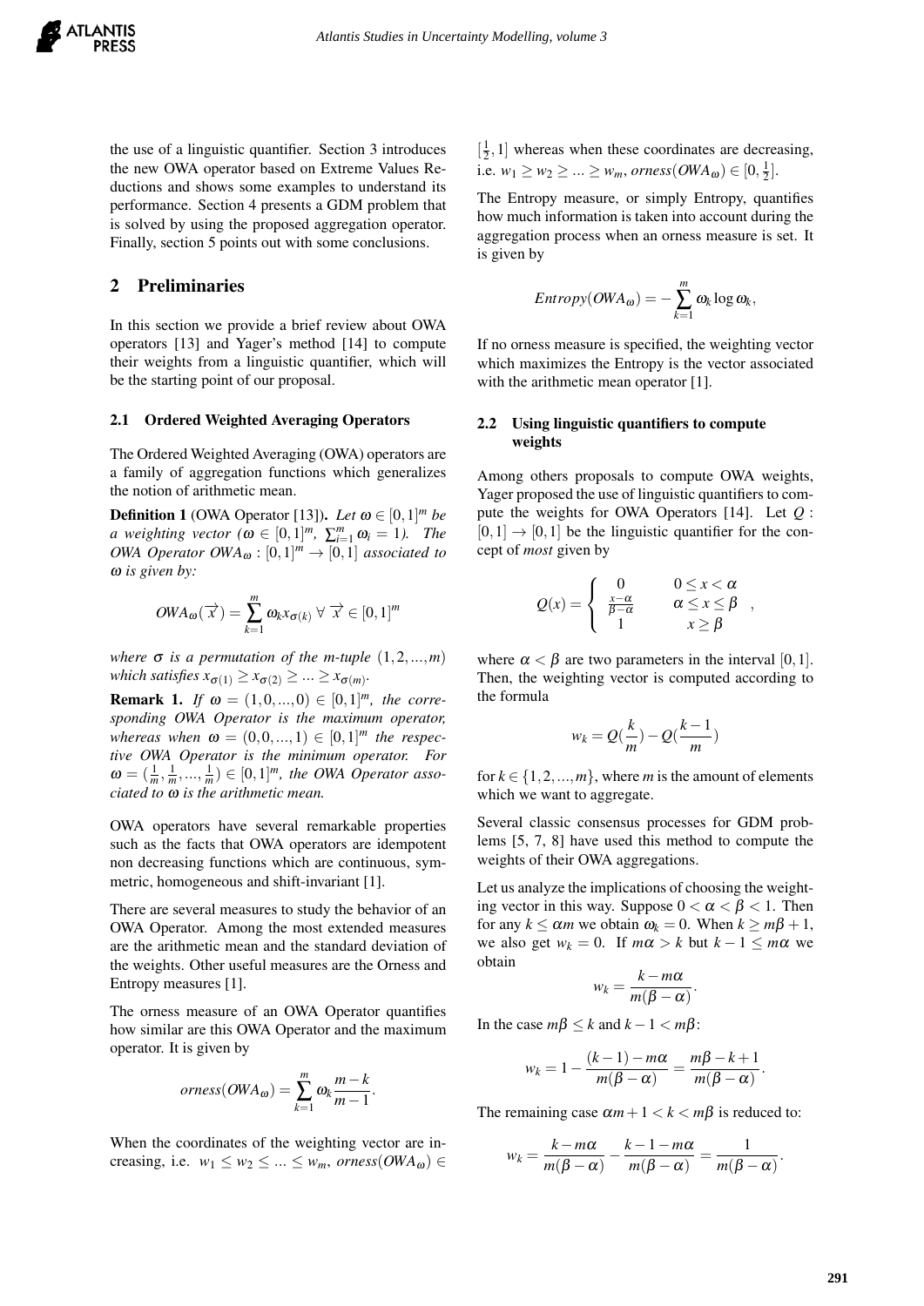the use of a linguistic quantifier. Section 3 introduces the new OWA operator based on Extreme Values Reductions and shows some examples to understand its performance. Section 4 presents a GDM problem that is solved by using the proposed aggregation operator. Finally, section 5 points out with some conclusions.

## 2 Preliminaries

In this section we provide a brief review about OWA operators [13] and Yager's method [14] to compute their weights from a linguistic quantifier, which will be the starting point of our proposal.

### 2.1 Ordered Weighted Averaging Operators

The Ordered Weighted Averaging (OWA) operators are a family of aggregation functions which generalizes the notion of arithmetic mean.

**Definition 1** (OWA Operator [13])**.** *Let $\omega \in [0,1]^m$ be a weighting vector ($\omega \in [0,1]^m$, $\sum_{i=1}^{m} \omega_i = 1$). The OWA Operator $OWA_\omega : [0,1]^m \to [0,1]$ associated to $\omega$ is given by:*

$$OWA_\omega(\overrightarrow{x}) = \sum_{k=1}^{m} \omega_k x_{\sigma(k)} \;\forall\; \overrightarrow{x} \in [0,1]^m$$

*where $\sigma$ is a permutation of the m-tuple $(1,2,...,m)$ which satisfies $x_{\sigma(1)} \geq x_{\sigma(2)} \geq ... \geq x_{\sigma(m)}$.*

**Remark 1.** *If $\omega = (1,0,...,0) \in [0,1]^m$, the corresponding OWA Operator is the maximum operator, whereas when $\omega = (0,0,...,1) \in [0,1]^m$ the respective OWA Operator is the minimum operator. For $\omega = (\frac{1}{m}, \frac{1}{m}, ..., \frac{1}{m}) \in [0,1]^m$, the OWA Operator associated to $\omega$ is the arithmetic mean.*

OWA operators have several remarkable properties such as the facts that OWA operators are idempotent non decreasing functions which are continuous, symmetric, homogeneous and shift-invariant [1].

There are several measures to study the behavior of an OWA Operator. Among the most extended measures are the arithmetic mean and the standard deviation of the weights. Other useful measures are the Orness and Entropy measures [1].

The orness measure of an OWA Operator quantifies how similar are this OWA Operator and the maximum operator. It is given by

$$orness(OWA_\omega) = \sum_{k=1}^{m} \omega_k \frac{m-k}{m-1}.$$

When the coordinates of the weighting vector are increasing, i.e. $w_1 \leq w_2 \leq ... \leq w_m$, $orness(OWA_\omega) \in [\frac{1}{2}, 1]$ whereas when these coordinates are decreasing, i.e. $w_1 \geq w_2 \geq ... \geq w_m$, $orness(OWA_\omega) \in [0, \frac{1}{2}]$.

The Entropy measure, or simply Entropy, quantifies how much information is taken into account during the aggregation process when an orness measure is set. It is given by

$$Entropy(OWA_\omega) = -\sum_{k=1}^{m} \omega_k \log \omega_k,$$

If no orness measure is specified, the weighting vector which maximizes the Entropy is the vector associated with the arithmetic mean operator [1].

### 2.2 Using linguistic quantifiers to compute weights

Among others proposals to compute OWA weights, Yager proposed the use of linguistic quantifiers to compute the weights for OWA Operators [14]. Let $Q : [0,1] \to [0,1]$ be the linguistic quantifier for the concept of *most* given by

$$Q(x) = \begin{cases} 0 & 0 \leq x < \alpha \\ \frac{x-\alpha}{\beta-\alpha} & \alpha \leq x \leq \beta \\ 1 & x \geq \beta \end{cases},$$

where $\alpha < \beta$ are two parameters in the interval $[0,1]$. Then, the weighting vector is computed according to the formula

$$w_k = Q(\frac{k}{m}) - Q(\frac{k-1}{m})$$

for $k \in \{1,2,...,m\}$, where $m$ is the amount of elements which we want to aggregate.

Several classic consensus processes for GDM problems [5, 7, 8] have used this method to compute the weights of their OWA aggregations.

Let us analyze the implications of choosing the weighting vector in this way. Suppose $0 < \alpha < \beta < 1$. Then for any $k \leq \alpha m$ we obtain $\omega_k = 0$. When $k \geq m\beta + 1$, we also get $w_k = 0$. If $m\alpha > k$ but $k - 1 \leq m\alpha$ we obtain

$$w_k = \frac{k - m\alpha}{m(\beta - \alpha)}.$$

In the case $m\beta \leq k$ and $k - 1 < m\beta$:

$$w_k = 1 - \frac{(k-1) - m\alpha}{m(\beta - \alpha)} = \frac{m\beta - k + 1}{m(\beta - \alpha)}.$$

The remaining case $\alpha m + 1 < k < m\beta$ is reduced to:

$$w_k = \frac{k - m\alpha}{m(\beta - \alpha)} - \frac{k - 1 - m\alpha}{m(\beta - \alpha)} = \frac{1}{m(\beta - \alpha)}.$$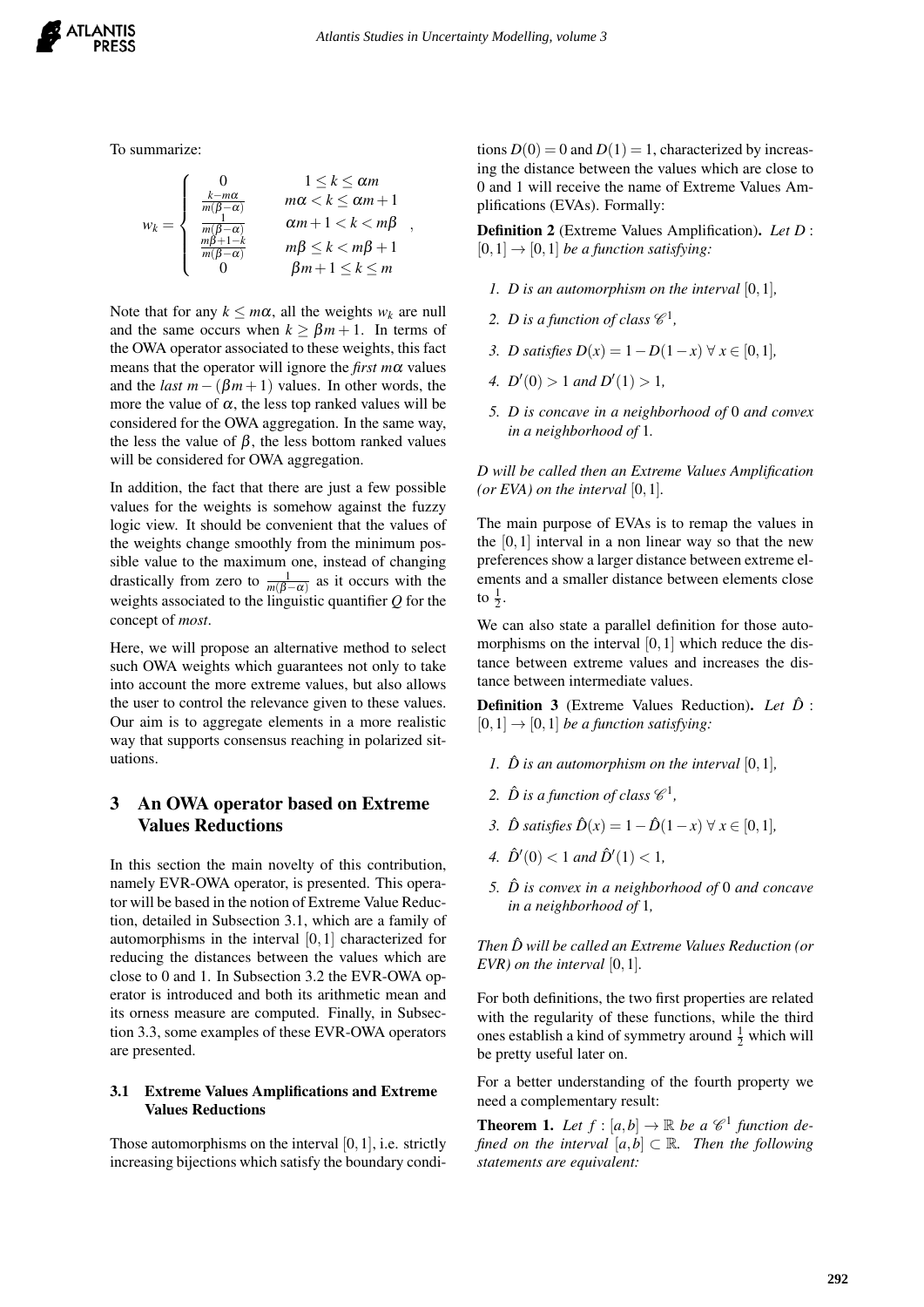To summarize:

$$
w_k = \begin{cases} 0 & 1 \leq k \leq \alpha m \\ \frac{k - m\alpha}{m(\beta - \alpha)} & m\alpha < k \leq \alpha m + 1 \\ \frac{1}{m(\beta - \alpha)} & \alpha m + 1 < k < m\beta \\ \frac{m\beta + 1 - k}{m(\beta - \alpha)} & m\beta \leq k < m\beta + 1 \\ 0 & \beta m + 1 \leq k \leq m \end{cases},
$$

Note that for any $k \leq m\alpha$, all the weights $w_k$ are null and the same occurs when $k \geq \beta m + 1$. In terms of the OWA operator associated to these weights, this fact means that the operator will ignore the *first* $m\alpha$ values and the *last* $m - (\beta m + 1)$ values. In other words, the more the value of $\alpha$, the less top ranked values will be considered for the OWA aggregation. In the same way, the less the value of $\beta$, the less bottom ranked values will be considered for OWA aggregation.

In addition, the fact that there are just a few possible values for the weights is somehow against the fuzzy logic view. It should be convenient that the values of the weights change smoothly from the minimum possible value to the maximum one, instead of changing drastically from zero to $\frac{1}{m(\beta - \alpha)}$ as it occurs with the weights associated to the linguistic quantifier $Q$ for the concept of *most*.

Here, we will propose an alternative method to select such OWA weights which guarantees not only to take into account the more extreme values, but also allows the user to control the relevance given to these values. Our aim is to aggregate elements in a more realistic way that supports consensus reaching in polarized situations.

## 3 An OWA operator based on Extreme Values Reductions

In this section the main novelty of this contribution, namely EVR-OWA operator, is presented. This operator will be based in the notion of Extreme Value Reduction, detailed in Subsection 3.1, which are a family of automorphisms in the interval $[0, 1]$ characterized for reducing the distances between the values which are close to 0 and 1. In Subsection 3.2 the EVR-OWA operator is introduced and both its arithmetic mean and its orness measure are computed. Finally, in Subsection 3.3, some examples of these EVR-OWA operators are presented.

### 3.1 Extreme Values Amplifications and Extreme Values Reductions

Those automorphisms on the interval $[0, 1]$, i.e. strictly increasing bijections which satisfy the boundary conditions $D(0) = 0$ and $D(1) = 1$, characterized by increasing the distance between the values which are close to 0 and 1 will receive the name of Extreme Values Amplifications (EVAs). Formally:

**Definition 2** (Extreme Values Amplification). *Let $D : [0, 1] \to [0, 1]$ be a function satisfying:*

1. *$D$ is an automorphism on the interval $[0, 1]$,*
2. *$D$ is a function of class $\mathscr{C}^1$,*
3. *$D$ satisfies $D(x) = 1 - D(1 - x)\ \forall\, x \in [0, 1]$,*
4. *$D'(0) > 1$ and $D'(1) > 1$,*
5. *$D$ is concave in a neighborhood of 0 and convex in a neighborhood of 1.*

*$D$ will be called then an Extreme Values Amplification (or EVA) on the interval $[0, 1]$.*

The main purpose of EVAs is to remap the values in the $[0, 1]$ interval in a non linear way so that the new preferences show a larger distance between extreme elements and a smaller distance between elements close to $\frac{1}{2}$.

We can also state a parallel definition for those automorphisms on the interval $[0, 1]$ which reduce the distance between extreme values and increases the distance between intermediate values.

**Definition 3** (Extreme Values Reduction). *Let $\hat{D} : [0, 1] \to [0, 1]$ be a function satisfying:*

1. *$\hat{D}$ is an automorphism on the interval $[0, 1]$,*
2. *$\hat{D}$ is a function of class $\mathscr{C}^1$,*
3. *$\hat{D}$ satisfies $\hat{D}(x) = 1 - \hat{D}(1 - x)\ \forall\, x \in [0, 1]$,*
4. *$\hat{D}'(0) < 1$ and $\hat{D}'(1) < 1$,*
5. *$\hat{D}$ is convex in a neighborhood of 0 and concave in a neighborhood of 1,*

*Then $\hat{D}$ will be called an Extreme Values Reduction (or EVR) on the interval $[0, 1]$.*

For both definitions, the two first properties are related with the regularity of these functions, while the third ones establish a kind of symmetry around $\frac{1}{2}$ which will be pretty useful later on.

For a better understanding of the fourth property we need a complementary result:

**Theorem 1.** *Let $f : [a, b] \to \mathbb{R}$ be a $\mathscr{C}^1$ function defined on the interval $[a, b] \subset \mathbb{R}$. Then the following statements are equivalent:*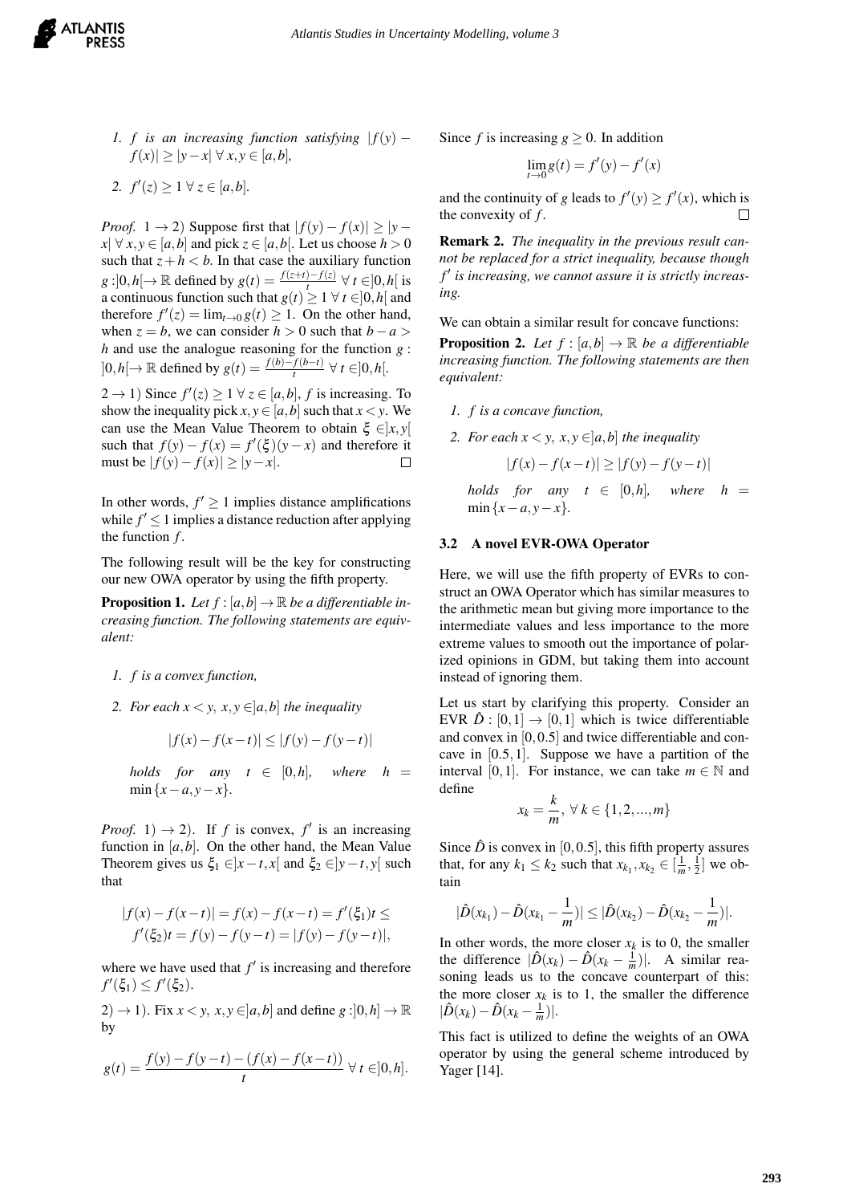1. *$f$ is an increasing function satisfying $|f(y) - f(x)| \geq |y-x| \; \forall \, x,y \in [a,b]$,*

2. *$f'(z) \geq 1 \; \forall \, z \in [a,b]$.*

*Proof.* $1 \to 2$) Suppose first that $|f(y) - f(x)| \geq |y-x| \; \forall \, x,y \in [a,b]$ and pick $z \in [a,b[$. Let us choose $h > 0$ such that $z+h < b$. In that case the auxiliary function $g : ]0,h[ \to \mathbb{R}$ defined by $g(t) = \frac{f(z+t)-f(z)}{t} \; \forall \, t \in ]0,h[$ is a continuous function such that $g(t) \geq 1 \; \forall \, t \in ]0,h[$ and therefore $f'(z) = \lim_{t \to 0} g(t) \geq 1$. On the other hand, when $z = b$, we can consider $h > 0$ such that $b - a > h$ and use the analogue reasoning for the function $g : ]0,h[ \to \mathbb{R}$ defined by $g(t) = \frac{f(b)-f(b-t)}{t} \; \forall \, t \in ]0,h[$.

$2 \to 1$) Since $f'(z) \geq 1 \; \forall \, z \in [a,b]$, $f$ is increasing. To show the inequality pick $x,y \in [a,b]$ such that $x < y$. We can use the Mean Value Theorem to obtain $\xi \in ]x,y[$ such that $f(y) - f(x) = f'(\xi)(y-x)$ and therefore it must be $|f(y) - f(x)| \geq |y-x|$. □

In other words, $f' \geq 1$ implies distance amplifications while $f' \leq 1$ implies a distance reduction after applying the function $f$.

The following result will be the key for constructing our new OWA operator by using the fifth property.

**Proposition 1.** *Let $f : [a,b] \to \mathbb{R}$ be a differentiable increasing function. The following statements are equivalent:*

1. *$f$ is a convex function,*

2. *For each $x < y$, $x,y \in ]a,b]$ the inequality*

$$|f(x) - f(x-t)| \leq |f(y) - f(y-t)|$$

*holds for any $t \in [0,h]$, where $h = \min\{x-a, y-x\}$.*

*Proof.* $1) \to 2)$. If $f$ is convex, $f'$ is an increasing function in $[a,b]$. On the other hand, the Mean Value Theorem gives us $\xi_1 \in ]x-t,x[$ and $\xi_2 \in ]y-t,y[$ such that

$$|f(x) - f(x-t)| = f(x) - f(x-t) = f'(\xi_1)t \leq f'(\xi_2)t = f(y) - f(y-t) = |f(y) - f(y-t)|,$$

where we have used that $f'$ is increasing and therefore $f'(\xi_1) \leq f'(\xi_2)$.

$2) \to 1)$. Fix $x < y$, $x,y \in ]a,b]$ and define $g : ]0,h] \to \mathbb{R}$ by

$$g(t) = \frac{f(y) - f(y-t) - (f(x) - f(x-t))}{t} \; \forall \, t \in ]0,h].$$

Since $f$ is increasing $g \geq 0$. In addition

$$\lim_{t \to 0} g(t) = f'(y) - f'(x)$$

and the continuity of $g$ leads to $f'(y) \geq f'(x)$, which is the convexity of $f$. □

**Remark 2.** *The inequality in the previous result cannot be replaced for a strict inequality, because though $f'$ is increasing, we cannot assure it is strictly increasing.*

We can obtain a similar result for concave functions:

**Proposition 2.** *Let $f : [a,b] \to \mathbb{R}$ be a differentiable increasing function. The following statements are then equivalent:*

1. *$f$ is a concave function,*

2. *For each $x < y$, $x,y \in ]a,b]$ the inequality*

$$|f(x) - f(x-t)| \geq |f(y) - f(y-t)|$$

*holds for any $t \in [0,h]$, where $h = \min\{x-a, y-x\}$.*

### 3.2 A novel EVR-OWA Operator

Here, we will use the fifth property of EVRs to construct an OWA Operator which has similar measures to the arithmetic mean but giving more importance to the intermediate values and less importance to the more extreme values to smooth out the importance of polarized opinions in GDM, but taking them into account instead of ignoring them.

Let us start by clarifying this property. Consider an EVR $\hat{D} : [0,1] \to [0,1]$ which is twice differentiable and convex in $[0, 0.5]$ and twice differentiable and concave in $[0.5, 1]$. Suppose we have a partition of the interval $[0,1]$. For instance, we can take $m \in \mathbb{N}$ and define

$$x_k = \frac{k}{m}, \; \forall \, k \in \{1,2,...,m\}$$

Since $\hat{D}$ is convex in $[0, 0.5]$, this fifth property assures that, for any $k_1 \leq k_2$ such that $x_{k_1}, x_{k_2} \in [\frac{1}{m}, \frac{1}{2}]$ we obtain

$$|\hat{D}(x_{k_1}) - \hat{D}(x_{k_1} - \frac{1}{m})| \leq |\hat{D}(x_{k_2}) - \hat{D}(x_{k_2} - \frac{1}{m})|.$$

In other words, the more closer $x_k$ is to 0, the smaller the difference $|\hat{D}(x_k) - \hat{D}(x_k - \frac{1}{m})|$. A similar reasoning leads us to the concave counterpart of this: the more closer $x_k$ is to 1, the smaller the difference $|\hat{D}(x_k) - \hat{D}(x_k - \frac{1}{m})|$.

This fact is utilized to define the weights of an OWA operator by using the general scheme introduced by Yager [14].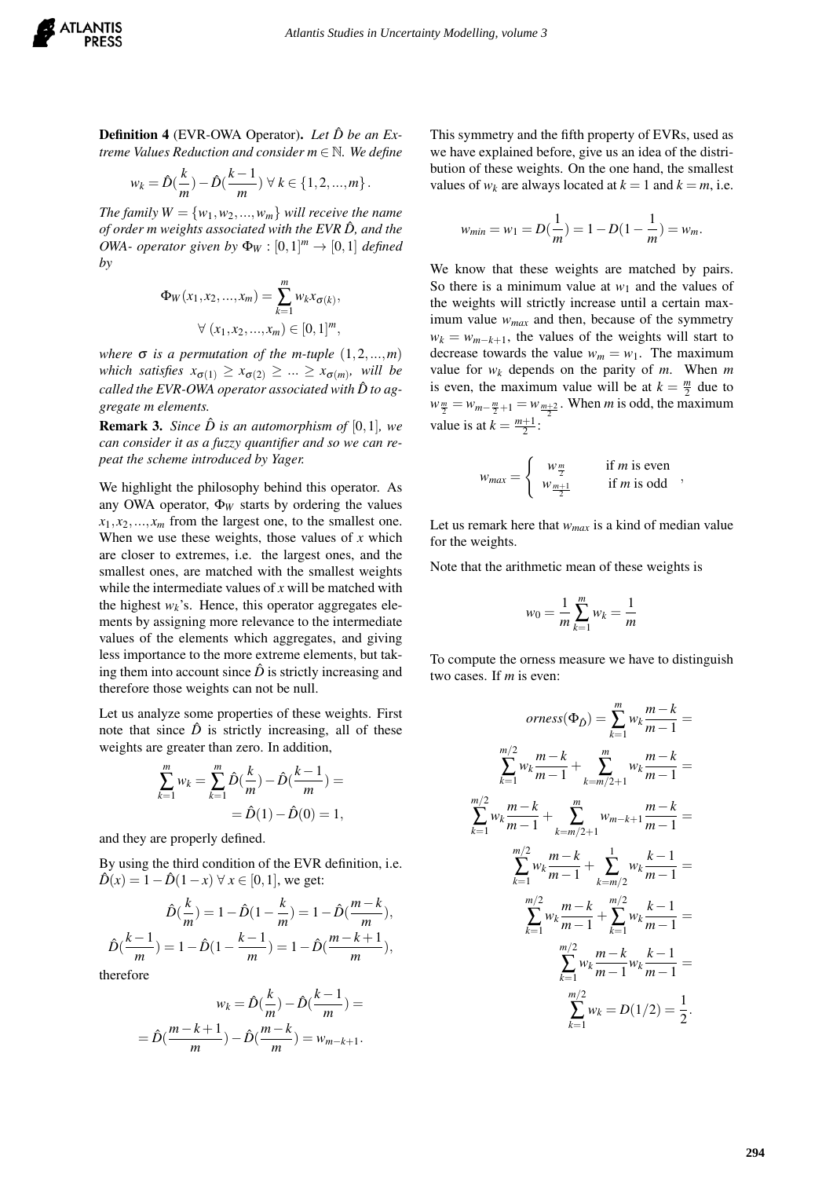**Definition 4** (EVR-OWA Operator)**.** *Let $\hat{D}$ be an Extreme Values Reduction and consider $m \in \mathbb{N}$. We define*

$$w_k = \hat{D}(\frac{k}{m}) - \hat{D}(\frac{k-1}{m}) \; \forall \, k \in \{1,2,...,m\}.$$

*The family $W = \{w_1, w_2, ..., w_m\}$ will receive the name of order m weights associated with the EVR $\hat{D}$, and the OWA- operator given by $\Phi_W : [0,1]^m \to [0,1]$ defined by*

$$\Phi_W(x_1, x_2, ..., x_m) = \sum_{k=1}^{m} w_k x_{\sigma(k)},$$
$$\forall \, (x_1, x_2, ..., x_m) \in [0,1]^m,$$

*where $\sigma$ is a permutation of the m-tuple $(1,2,...,m)$ which satisfies $x_{\sigma(1)} \geq x_{\sigma(2)} \geq ... \geq x_{\sigma(m)}$, will be called the EVR-OWA operator associated with $\hat{D}$ to aggregate m elements.*

**Remark 3.** *Since $\hat{D}$ is an automorphism of $[0,1]$, we can consider it as a fuzzy quantifier and so we can repeat the scheme introduced by Yager.*

We highlight the philosophy behind this operator. As any OWA operator, $\Phi_W$ starts by ordering the values $x_1, x_2, ..., x_m$ from the largest one, to the smallest one. When we use these weights, those values of $x$ which are closer to extremes, i.e. the largest ones, and the smallest ones, are matched with the smallest weights while the intermediate values of $x$ will be matched with the highest $w_k$'s. Hence, this operator aggregates elements by assigning more relevance to the intermediate values of the elements which aggregates, and giving less importance to the more extreme elements, but taking them into account since $\hat{D}$ is strictly increasing and therefore those weights can not be null.

Let us analyze some properties of these weights. First note that since $\hat{D}$ is strictly increasing, all of these weights are greater than zero. In addition,

$$\sum_{k=1}^{m} w_k = \sum_{k=1}^{m} \hat{D}(\frac{k}{m}) - \hat{D}(\frac{k-1}{m}) =$$
$$= \hat{D}(1) - \hat{D}(0) = 1,$$

and they are properly defined.

By using the third condition of the EVR definition, i.e. $\hat{D}(x) = 1 - \hat{D}(1-x) \; \forall \, x \in [0,1]$, we get:

$$\hat{D}(\frac{k}{m}) = 1 - \hat{D}(1 - \frac{k}{m}) = 1 - \hat{D}(\frac{m-k}{m}),$$
$$\hat{D}(\frac{k-1}{m}) = 1 - \hat{D}(1 - \frac{k-1}{m}) = 1 - \hat{D}(\frac{m-k+1}{m}),$$

therefore

$$w_k = \hat{D}(\frac{k}{m}) - \hat{D}(\frac{k-1}{m}) =$$
$$= \hat{D}(\frac{m-k+1}{m}) - \hat{D}(\frac{m-k}{m}) = w_{m-k+1}.$$

This symmetry and the fifth property of EVRs, used as we have explained before, give us an idea of the distribution of these weights. On the one hand, the smallest values of $w_k$ are always located at $k = 1$ and $k = m$, i.e.

$$w_{min} = w_1 = D(\frac{1}{m}) = 1 - D(1 - \frac{1}{m}) = w_m.$$

We know that these weights are matched by pairs. So there is a minimum value at $w_1$ and the values of the weights will strictly increase until a certain maximum value $w_{max}$ and then, because of the symmetry $w_k = w_{m-k+1}$, the values of the weights will start to decrease towards the value $w_m = w_1$. The maximum value for $w_k$ depends on the parity of $m$. When $m$ is even, the maximum value will be at $k = \frac{m}{2}$ due to $w_{\frac{m}{2}} = w_{m-\frac{m}{2}+1} = w_{\frac{m+2}{2}}$. When $m$ is odd, the maximum value is at $k = \frac{m+1}{2}$:

$$w_{max} = \begin{cases} w_{\frac{m}{2}} & \text{if } m \text{ is even} \\ w_{\frac{m+1}{2}} & \text{if } m \text{ is odd} \end{cases},$$

Let us remark here that $w_{max}$ is a kind of median value for the weights.

Note that the arithmetic mean of these weights is

$$w_0 = \frac{1}{m} \sum_{k=1}^{m} w_k = \frac{1}{m}$$

To compute the orness measure we have to distinguish two cases. If $m$ is even:

$$orness(\Phi_{\hat{D}}) = \sum_{k=1}^{m} w_k \frac{m-k}{m-1} =$$
$$\sum_{k=1}^{m/2} w_k \frac{m-k}{m-1} + \sum_{k=m/2+1}^{m} w_k \frac{m-k}{m-1} =$$
$$\sum_{k=1}^{m/2} w_k \frac{m-k}{m-1} + \sum_{k=m/2+1}^{m} w_{m-k+1} \frac{m-k}{m-1} =$$
$$\sum_{k=1}^{m/2} w_k \frac{m-k}{m-1} + \sum_{k=m/2}^{1} w_k \frac{k-1}{m-1} =$$
$$\sum_{k=1}^{m/2} w_k \frac{m-k}{m-1} + \sum_{k=1}^{m/2} w_k \frac{k-1}{m-1} =$$
$$\sum_{k=1}^{m/2} w_k \frac{m-k}{m-1} w_k \frac{k-1}{m-1} =$$
$$\sum_{k=1}^{m/2} w_k = D(1/2) = \frac{1}{2}.$$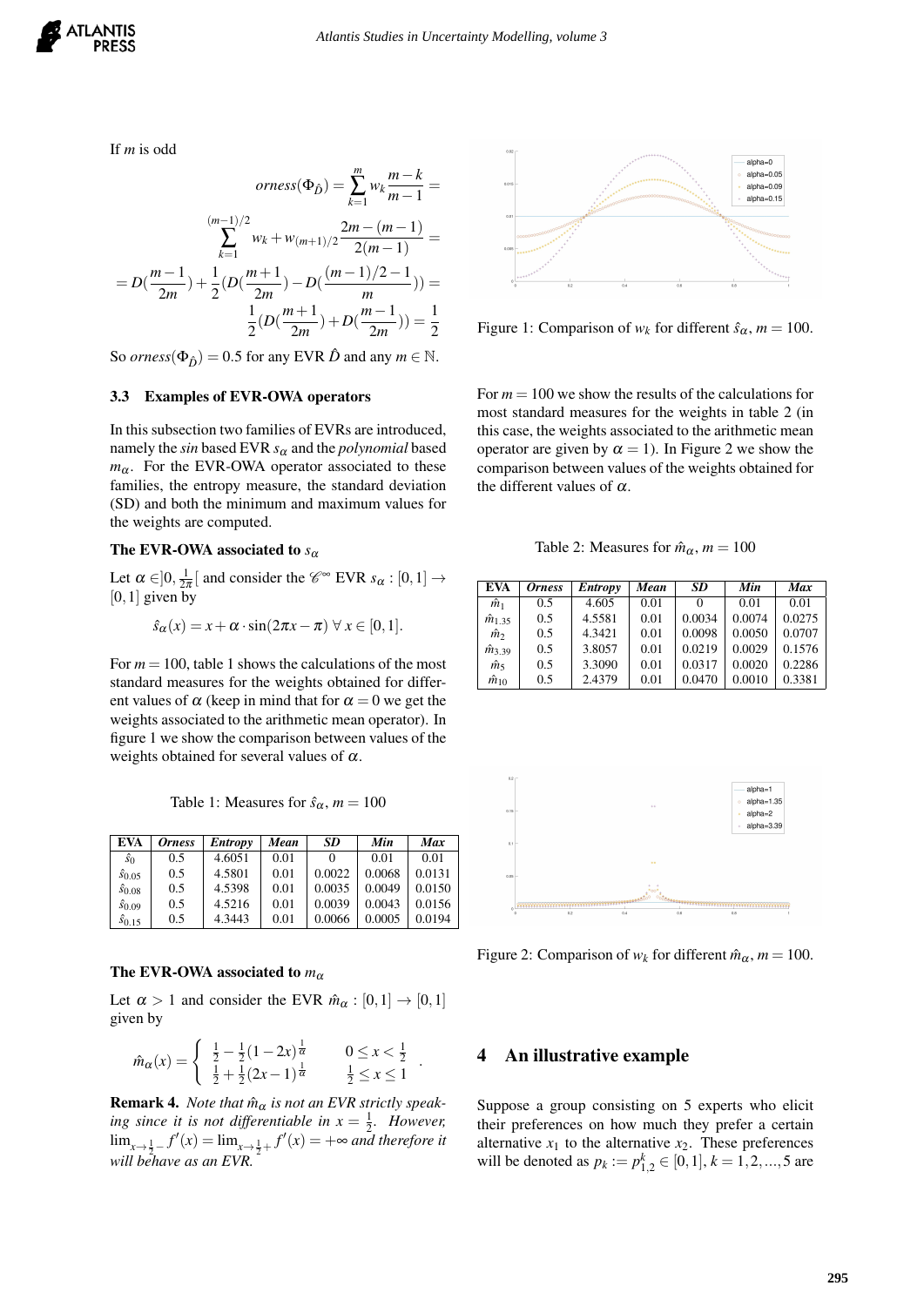If $m$ is odd

$$orness(\Phi_{\hat{D}}) = \sum_{k=1}^{m} w_k \frac{m-k}{m-1} =$$

$$\sum_{k=1}^{(m-1)/2} w_k + w_{(m+1)/2} \frac{2m-(m-1)}{2(m-1)} =$$

$$= D(\frac{m-1}{2m}) + \frac{1}{2}(D(\frac{m+1}{2m}) - D(\frac{(m-1)/2-1}{m})) =$$

$$\frac{1}{2}(D(\frac{m+1}{2m}) + D(\frac{m-1}{2m})) = \frac{1}{2}$$

So $orness(\Phi_{\hat{D}}) = 0.5$ for any EVR $\hat{D}$ and any $m \in \mathbb{N}$.

### 3.3 Examples of EVR-OWA operators

In this subsection two families of EVRs are introduced, namely the *sin* based EVR $s_\alpha$ and the *polynomial* based $m_\alpha$. For the EVR-OWA operator associated to these families, the entropy measure, the standard deviation (SD) and both the minimum and maximum values for the weights are computed.

**The EVR-OWA associated to $s_\alpha$**

Let $\alpha \in ]0, \frac{1}{2\pi}[$ and consider the $\mathscr{C}^\infty$ EVR $s_\alpha : [0,1] \to [0,1]$ given by

$$\hat{s}_\alpha(x) = x + \alpha \cdot \sin(2\pi x - \pi) \; \forall \, x \in [0,1].$$

For $m = 100$, table 1 shows the calculations of the most standard measures for the weights obtained for different values of $\alpha$ (keep in mind that for $\alpha = 0$ we get the weights associated to the arithmetic mean operator). In figure 1 we show the comparison between values of the weights obtained for several values of $\alpha$.

Table 1: Measures for $\hat{s}_\alpha$, $m = 100$

| EVA | *Orness* | *Entropy* | *Mean* | *SD* | *Min* | *Max* |
|---|---|---|---|---|---|---|
| $\hat{s}_0$ | 0.5 | 4.6051 | 0.01 | 0 | 0.01 | 0.01 |
| $\hat{s}_{0.05}$ | 0.5 | 4.5801 | 0.01 | 0.0022 | 0.0068 | 0.0131 |
| $\hat{s}_{0.08}$ | 0.5 | 4.5398 | 0.01 | 0.0035 | 0.0049 | 0.0150 |
| $\hat{s}_{0.09}$ | 0.5 | 4.5216 | 0.01 | 0.0039 | 0.0043 | 0.0156 |
| $\hat{s}_{0.15}$ | 0.5 | 4.3443 | 0.01 | 0.0066 | 0.0005 | 0.0194 |

**The EVR-OWA associated to $m_\alpha$**

Let $\alpha > 1$ and consider the EVR $\hat{m}_\alpha : [0,1] \to [0,1]$ given by

$$\hat{m}_\alpha(x) = \begin{cases} \frac{1}{2} - \frac{1}{2}(1-2x)^{\frac{1}{\alpha}} & 0 \leq x < \frac{1}{2} \\ \frac{1}{2} + \frac{1}{2}(2x-1)^{\frac{1}{\alpha}} & \frac{1}{2} \leq x \leq 1 \end{cases}.$$

**Remark 4.** *Note that $\hat{m}_\alpha$ is not an EVR strictly speaking since it is not differentiable in $x = \frac{1}{2}$. However, $\lim_{x \to \frac{1}{2}^-} f'(x) = \lim_{x \to \frac{1}{2}^+} f'(x) = +\infty$ and therefore it will behave as an EVR.*

0.02
0.015
0.01
0.005
0
0 0.2 0.4 0.6 0.8 1
alpha=0
alpha=0.05
alpha=0.09
alpha=0.15

Figure 1: Comparison of $w_k$ for different $\hat{s}_\alpha$, $m = 100$.

For $m = 100$ we show the results of the calculations for most standard measures for the weights in table 2 (in this case, the weights associated to the arithmetic mean operator are given by $\alpha = 1$). In Figure 2 we show the comparison between values of the weights obtained for the different values of $\alpha$.

Table 2: Measures for $\hat{m}_\alpha$, $m = 100$

| EVA | *Orness* | *Entropy* | *Mean* | *SD* | *Min* | *Max* |
|---|---|---|---|---|---|---|
| $\hat{m}_1$ | 0.5 | 4.605 | 0.01 | 0 | 0.01 | 0.01 |
| $\hat{m}_{1.35}$ | 0.5 | 4.5581 | 0.01 | 0.0034 | 0.0074 | 0.0275 |
| $\hat{m}_2$ | 0.5 | 4.3421 | 0.01 | 0.0098 | 0.0050 | 0.0707 |
| $\hat{m}_{3.39}$ | 0.5 | 3.8057 | 0.01 | 0.0219 | 0.0029 | 0.1576 |
| $\hat{m}_5$ | 0.5 | 3.3090 | 0.01 | 0.0317 | 0.0020 | 0.2286 |
| $\hat{m}_{10}$ | 0.5 | 2.4379 | 0.01 | 0.0470 | 0.0010 | 0.3381 |

0.2
0.15
0.1
0.05
0
0 0.2 0.4 0.6 0.8 1
alpha=1
alpha=1.35
alpha=2
alpha=3.39

Figure 2: Comparison of $w_k$ for different $\hat{m}_\alpha$, $m = 100$.

## 4 An illustrative example

Suppose a group consisting on 5 experts who elicit their preferences on how much they prefer a certain alternative $x_1$ to the alternative $x_2$. These preferences will be denoted as $p_k := p_{1,2}^k \in [0,1]$, $k = 1,2,...,5$ are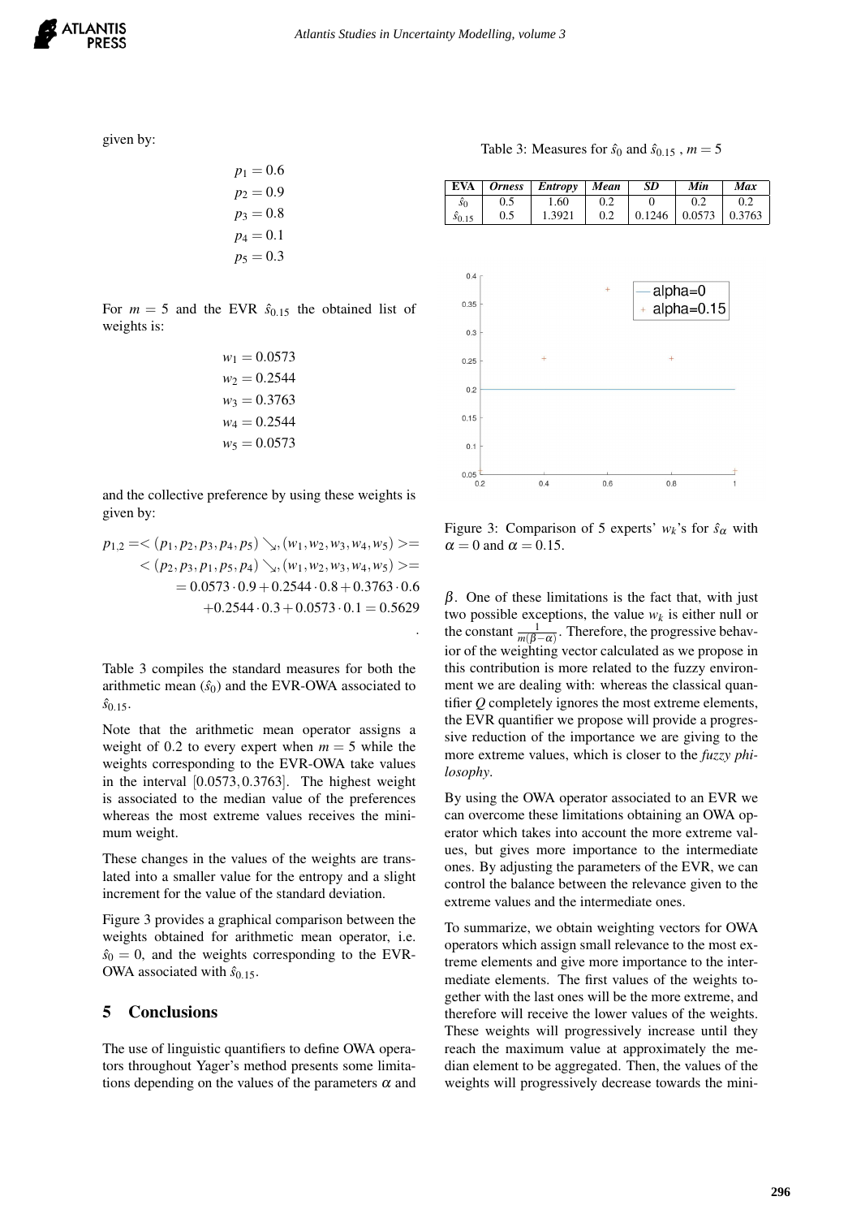given by:

$$p_1 = 0.6$$
$$p_2 = 0.9$$
$$p_3 = 0.8$$
$$p_4 = 0.1$$
$$p_5 = 0.3$$

For $m = 5$ and the EVR $\hat{s}_{0.15}$ the obtained list of weights is:

$$w_1 = 0.0573$$
$$w_2 = 0.2544$$
$$w_3 = 0.3763$$
$$w_4 = 0.2544$$
$$w_5 = 0.0573$$

and the collective preference by using these weights is given by:

$$\begin{aligned} p_{1,2} &= < (p_1, p_2, p_3, p_4, p_5) \searrow, (w_1, w_2, w_3, w_4, w_5) >= \\ &< (p_2, p_3, p_1, p_5, p_4) \searrow, (w_1, w_2, w_3, w_4, w_5) >= \\ &= 0.0573 \cdot 0.9 + 0.2544 \cdot 0.8 + 0.3763 \cdot 0.6 \\ &+ 0.2544 \cdot 0.3 + 0.0573 \cdot 0.1 = 0.5629 \end{aligned}$$

Table 3 compiles the standard measures for both the arithmetic mean ($\hat{s}_0$) and the EVR-OWA associated to $\hat{s}_{0.15}$.

Note that the arithmetic mean operator assigns a weight of 0.2 to every expert when $m = 5$ while the weights corresponding to the EVR-OWA take values in the interval $[0.0573, 0.3763]$. The highest weight is associated to the median value of the preferences whereas the most extreme values receives the minimum weight.

These changes in the values of the weights are translated into a smaller value for the entropy and a slight increment for the value of the standard deviation.

Figure 3 provides a graphical comparison between the weights obtained for arithmetic mean operator, i.e. $\hat{s}_0 = 0$, and the weights corresponding to the EVR-OWA associated with $\hat{s}_{0.15}$.

Table 3: Measures for $\hat{s}_0$ and $\hat{s}_{0.15}$ , $m = 5$

| EVA | *Orness* | *Entropy* | *Mean* | *SD* | *Min* | *Max* |
|---|---|---|---|---|---|---|
| $\hat{s}_0$ | 0.5 | 1.60 | 0.2 | 0 | 0.2 | 0.2 |
| $\hat{s}_{0.15}$ | 0.5 | 1.3921 | 0.2 | 0.1246 | 0.0573 | 0.3763 |

alpha=0
alpha=0.15
0.4
0.35
0.3
0.25
0.2
0.15
0.1
0.05
0.2 0.4 0.6 0.8 1

Figure 3: Comparison of 5 experts' $w_k$'s for $\hat{s}_\alpha$ with $\alpha = 0$ and $\alpha = 0.15$.

## 5 Conclusions

The use of linguistic quantifiers to define OWA operators throughout Yager's method presents some limitations depending on the values of the parameters $\alpha$ and $\beta$. One of these limitations is the fact that, with just two possible exceptions, the value $w_k$ is either null or the constant $\frac{1}{m(\beta-\alpha)}$. Therefore, the progressive behavior of the weighting vector calculated as we propose in this contribution is more related to the fuzzy environment we are dealing with: whereas the classical quantifier $Q$ completely ignores the most extreme elements, the EVR quantifier we propose will provide a progressive reduction of the importance we are giving to the more extreme values, which is closer to the *fuzzy philosophy*.

By using the OWA operator associated to an EVR we can overcome these limitations obtaining an OWA operator which takes into account the more extreme values, but gives more importance to the intermediate ones. By adjusting the parameters of the EVR, we can control the balance between the relevance given to the extreme values and the intermediate ones.

To summarize, we obtain weighting vectors for OWA operators which assign small relevance to the most extreme elements and give more importance to the intermediate elements. The first values of the weights together with the last ones will be the more extreme, and therefore will receive the lower values of the weights. These weights will progressively increase until they reach the maximum value at approximately the median element to be aggregated. Then, the values of the weights will progressively decrease towards the mini-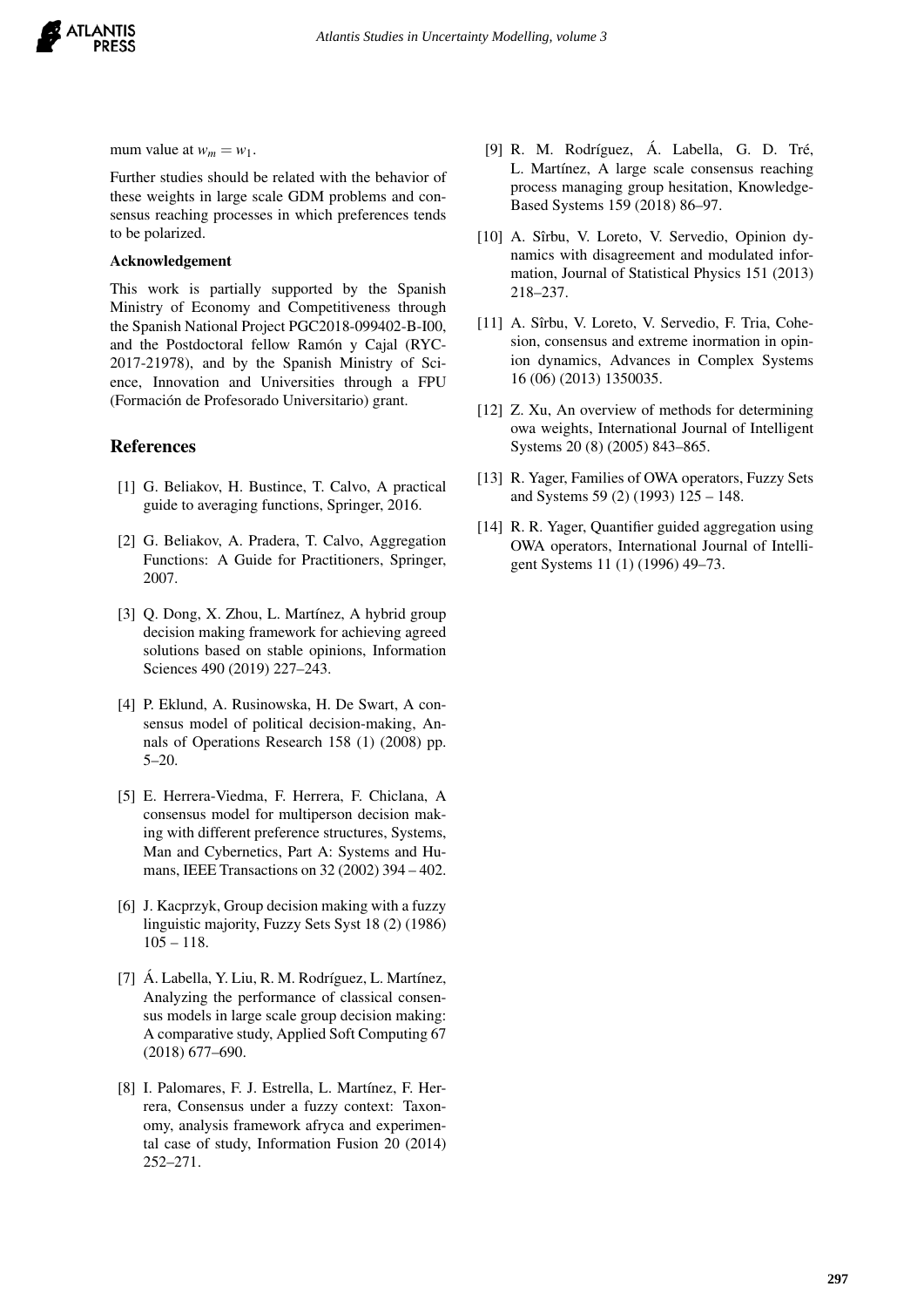mum value at $w_m = w_1$.

Further studies should be related with the behavior of these weights in large scale GDM problems and consensus reaching processes in which preferences tends to be polarized.

**Acknowledgement**

This work is partially supported by the Spanish Ministry of Economy and Competitiveness through the Spanish National Project PGC2018-099402-B-I00, and the Postdoctoral fellow Ramón y Cajal (RYC-2017-21978), and by the Spanish Ministry of Science, Innovation and Universities through a FPU (Formación de Profesorado Universitario) grant.

## References

[1] G. Beliakov, H. Bustince, T. Calvo, A practical guide to averaging functions, Springer, 2016.

[2] G. Beliakov, A. Pradera, T. Calvo, Aggregation Functions: A Guide for Practitioners, Springer, 2007.

[3] Q. Dong, X. Zhou, L. Martínez, A hybrid group decision making framework for achieving agreed solutions based on stable opinions, Information Sciences 490 (2019) 227–243.

[4] P. Eklund, A. Rusinowska, H. De Swart, A consensus model of political decision-making, Annals of Operations Research 158 (1) (2008) pp. 5–20.

[5] E. Herrera-Viedma, F. Herrera, F. Chiclana, A consensus model for multiperson decision making with different preference structures, Systems, Man and Cybernetics, Part A: Systems and Humans, IEEE Transactions on 32 (2002) 394 – 402.

[6] J. Kacprzyk, Group decision making with a fuzzy linguistic majority, Fuzzy Sets Syst 18 (2) (1986) 105 – 118.

[7] Á. Labella, Y. Liu, R. M. Rodríguez, L. Martínez, Analyzing the performance of classical consensus models in large scale group decision making: A comparative study, Applied Soft Computing 67 (2018) 677–690.

[8] I. Palomares, F. J. Estrella, L. Martínez, F. Herrera, Consensus under a fuzzy context: Taxonomy, analysis framework afryca and experimental case of study, Information Fusion 20 (2014) 252–271.

[9] R. M. Rodríguez, Á. Labella, G. D. Tré, L. Martínez, A large scale consensus reaching process managing group hesitation, Knowledge-Based Systems 159 (2018) 86–97.

[10] A. Sîrbu, V. Loreto, V. Servedio, Opinion dynamics with disagreement and modulated information, Journal of Statistical Physics 151 (2013) 218–237.

[11] A. Sîrbu, V. Loreto, V. Servedio, F. Tria, Cohesion, consensus and extreme inormation in opinion dynamics, Advances in Complex Systems 16 (06) (2013) 1350035.

[12] Z. Xu, An overview of methods for determining owa weights, International Journal of Intelligent Systems 20 (8) (2005) 843–865.

[13] R. Yager, Families of OWA operators, Fuzzy Sets and Systems 59 (2) (1993) 125 – 148.

[14] R. R. Yager, Quantifier guided aggregation using OWA operators, International Journal of Intelligent Systems 11 (1) (1996) 49–73.